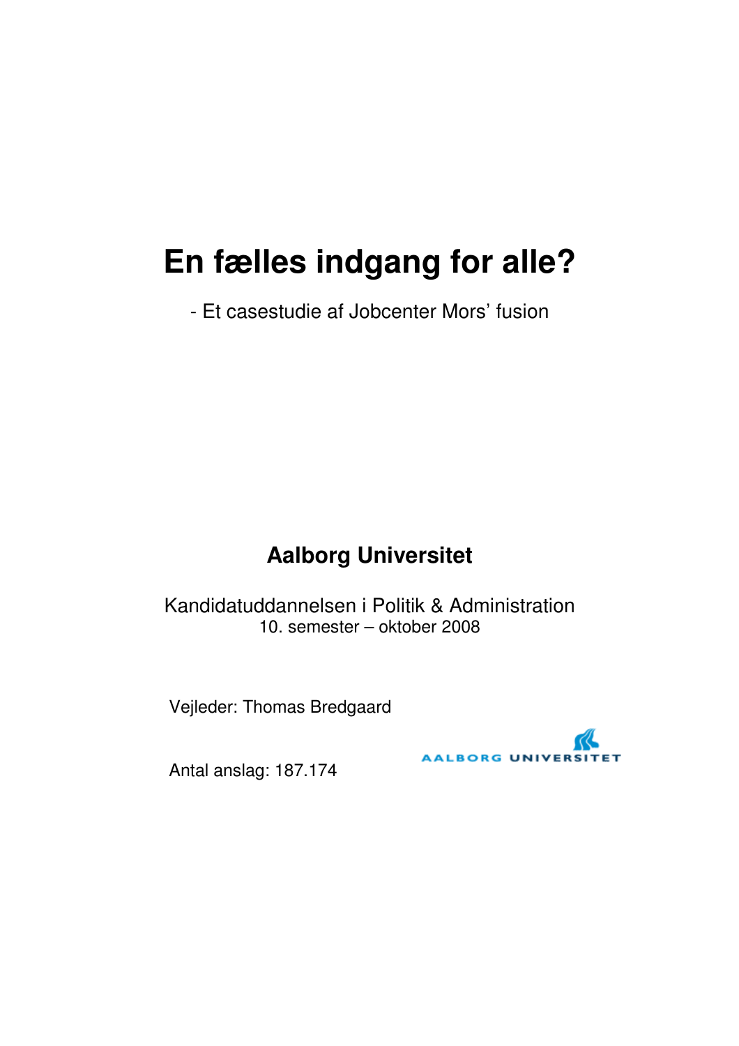# En fælles indgang for alle?

- Et casestudie af Jobcenter Mors' fusion

**Aalborg Universitet**

Kandidatuddannelsen i Politik & Administration
10. semester – oktober 2008

Vejleder: Thomas Bredgaard

Antal anslag: 187.174

AALBORG UNIVERSITET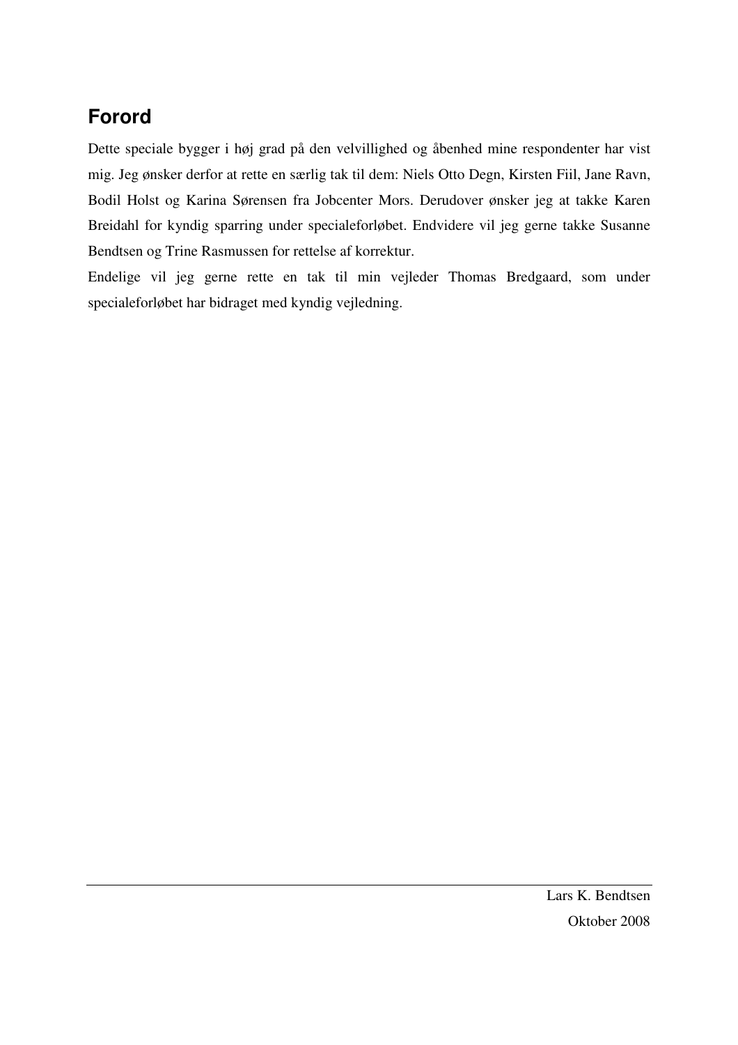## Forord

Dette speciale bygger i høj grad på den velvillighed og åbenhed mine respondenter har vist mig. Jeg ønsker derfor at rette en særlig tak til dem: Niels Otto Degn, Kirsten Fiil, Jane Ravn, Bodil Holst og Karina Sørensen fra Jobcenter Mors. Derudover ønsker jeg at takke Karen Breidahl for kyndig sparring under specialeforløbet. Endvidere vil jeg gerne takke Susanne Bendtsen og Trine Rasmussen for rettelse af korrektur.

Endelige vil jeg gerne rette en tak til min vejleder Thomas Bredgaard, som under specialeforløbet har bidraget med kyndig vejledning.

---

Lars K. Bendtsen

Oktober 2008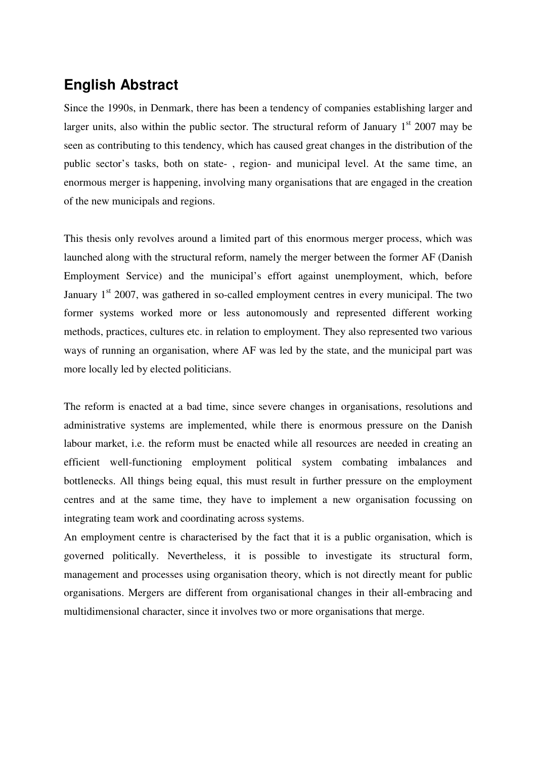## English Abstract

Since the 1990s, in Denmark, there has been a tendency of companies establishing larger and larger units, also within the public sector. The structural reform of January 1st 2007 may be seen as contributing to this tendency, which has caused great changes in the distribution of the public sector's tasks, both on state- , region- and municipal level. At the same time, an enormous merger is happening, involving many organisations that are engaged in the creation of the new municipals and regions.

This thesis only revolves around a limited part of this enormous merger process, which was launched along with the structural reform, namely the merger between the former AF (Danish Employment Service) and the municipal's effort against unemployment, which, before January 1st 2007, was gathered in so-called employment centres in every municipal. The two former systems worked more or less autonomously and represented different working methods, practices, cultures etc. in relation to employment. They also represented two various ways of running an organisation, where AF was led by the state, and the municipal part was more locally led by elected politicians.

The reform is enacted at a bad time, since severe changes in organisations, resolutions and administrative systems are implemented, while there is enormous pressure on the Danish labour market, i.e. the reform must be enacted while all resources are needed in creating an efficient well-functioning employment political system combating imbalances and bottlenecks. All things being equal, this must result in further pressure on the employment centres and at the same time, they have to implement a new organisation focussing on integrating team work and coordinating across systems.

An employment centre is characterised by the fact that it is a public organisation, which is governed politically. Nevertheless, it is possible to investigate its structural form, management and processes using organisation theory, which is not directly meant for public organisations. Mergers are different from organisational changes in their all-embracing and multidimensional character, since it involves two or more organisations that merge.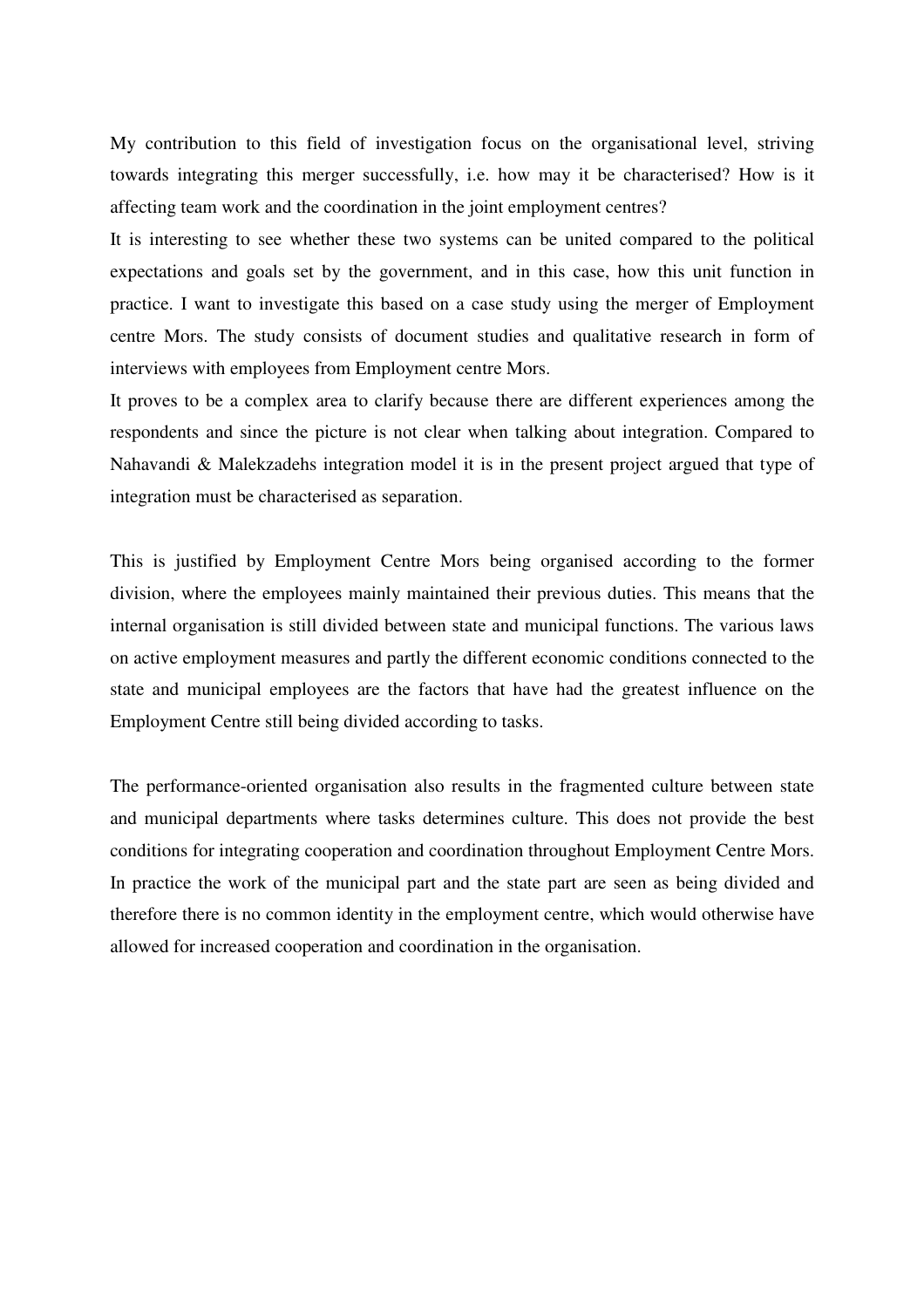My contribution to this field of investigation focus on the organisational level, striving towards integrating this merger successfully, i.e. how may it be characterised? How is it affecting team work and the coordination in the joint employment centres?

It is interesting to see whether these two systems can be united compared to the political expectations and goals set by the government, and in this case, how this unit function in practice. I want to investigate this based on a case study using the merger of Employment centre Mors. The study consists of document studies and qualitative research in form of interviews with employees from Employment centre Mors.

It proves to be a complex area to clarify because there are different experiences among the respondents and since the picture is not clear when talking about integration. Compared to Nahavandi & Malekzadehs integration model it is in the present project argued that type of integration must be characterised as separation.

This is justified by Employment Centre Mors being organised according to the former division, where the employees mainly maintained their previous duties. This means that the internal organisation is still divided between state and municipal functions. The various laws on active employment measures and partly the different economic conditions connected to the state and municipal employees are the factors that have had the greatest influence on the Employment Centre still being divided according to tasks.

The performance-oriented organisation also results in the fragmented culture between state and municipal departments where tasks determines culture. This does not provide the best conditions for integrating cooperation and coordination throughout Employment Centre Mors. In practice the work of the municipal part and the state part are seen as being divided and therefore there is no common identity in the employment centre, which would otherwise have allowed for increased cooperation and coordination in the organisation.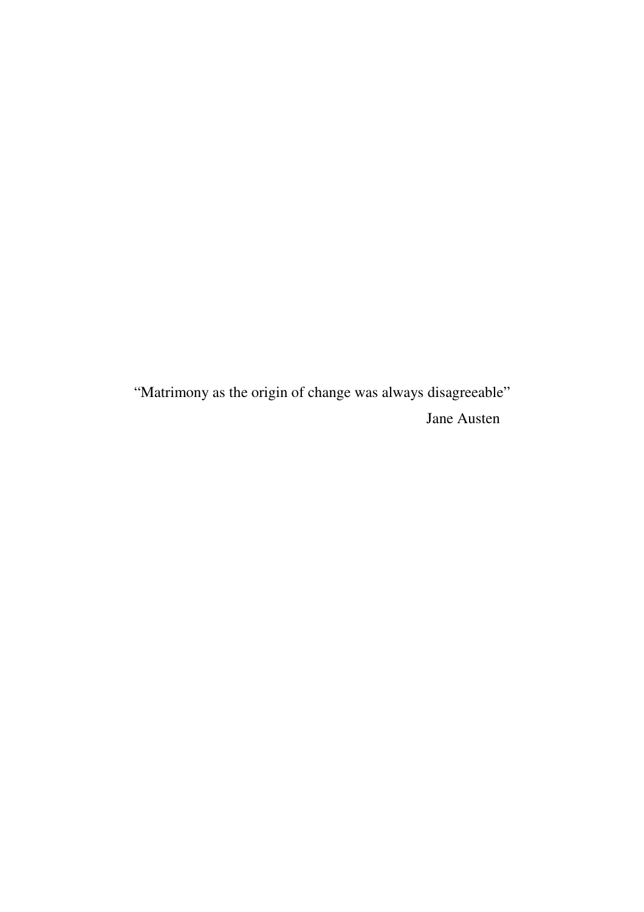"Matrimony as the origin of change was always disagreeable"

Jane Austen